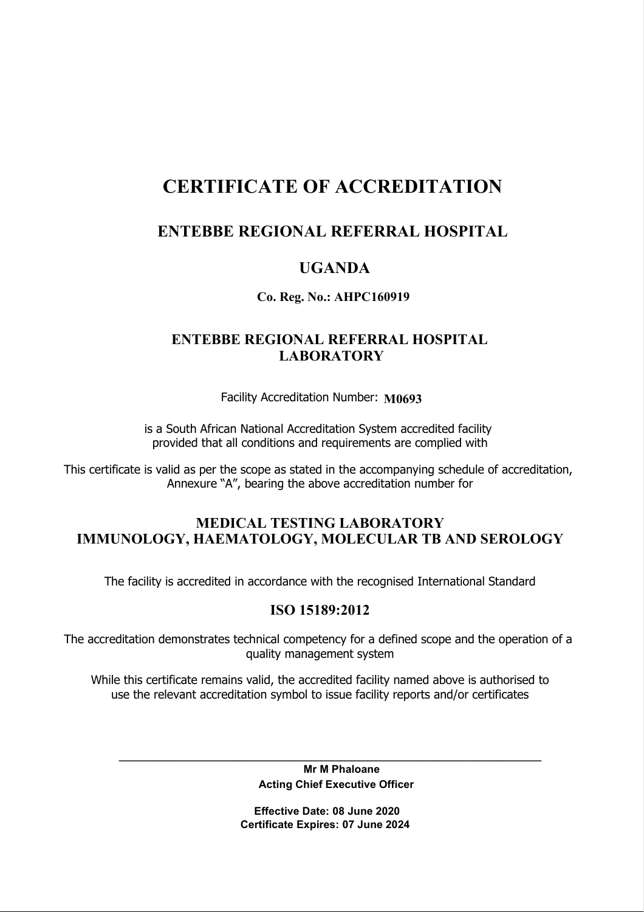# CERTIFICATE OF ACCREDITATION

## ENTEBBE REGIONAL REFERRAL HOSPITAL

## UGANDA

**Co. Reg. No.: AHPC160919**

## ENTEBBE REGIONAL REFERRAL HOSPITAL LABORATORY

Facility Accreditation Number: **M0693**

is a South African National Accreditation System accredited facility provided that all conditions and requirements are complied with

This certificate is valid as per the scope as stated in the accompanying schedule of accreditation, Annexure "A", bearing the above accreditation number for

## MEDICAL TESTING LABORATORY
## IMMUNOLOGY, HAEMATOLOGY, MOLECULAR TB AND SEROLOGY

The facility is accredited in accordance with the recognised International Standard

## ISO 15189:2012

The accreditation demonstrates technical competency for a defined scope and the operation of a quality management system

While this certificate remains valid, the accredited facility named above is authorised to use the relevant accreditation symbol to issue facility reports and/or certificates

______________________________

**Mr M Phaloane**

**Acting Chief Executive Officer**

**Effective Date: 08 June 2020**

**Certificate Expires: 07 June 2024**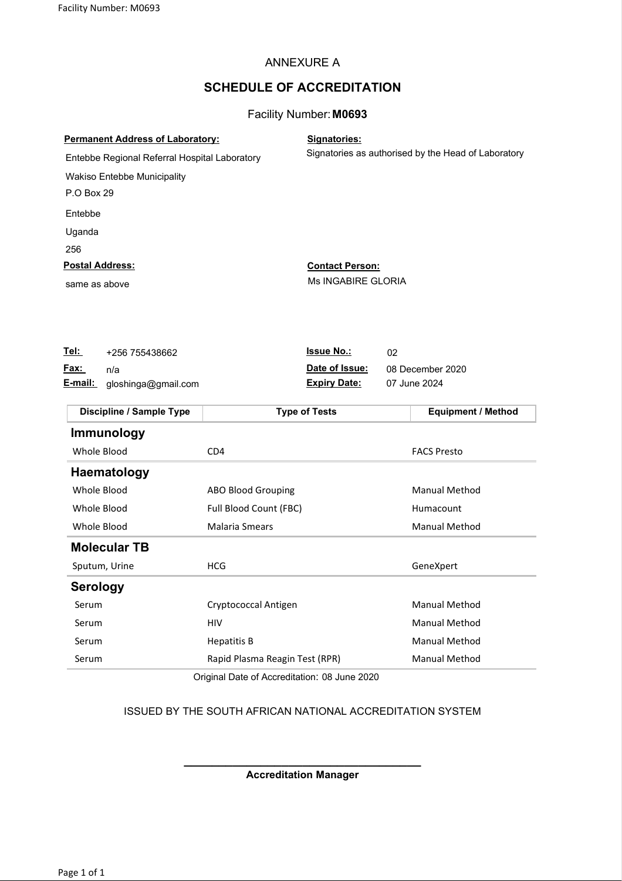ANNEXURE A

## SCHEDULE OF ACCREDITATION

Facility Number: **M0693**

**Permanent Address of Laboratory:**

Entebbe Regional Referral Hospital Laboratory
Wakiso Entebbe Municipality
P.O Box 29
Entebbe
Uganda
256

**Signatories:**

Signatories as authorised by the Head of Laboratory

**Postal Address:**

same as above

**Contact Person:**

Ms INGABIRE GLORIA

**Tel:** +256 755438662
**Fax:** n/a
**E-mail:** gloshinga@gmail.com

**Issue No.:** 02
**Date of Issue:** 08 December 2020
**Expiry Date:** 07 June 2024

| Discipline / Sample Type | Type of Tests | Equipment / Method |
|---|---|---|
| **Immunology** | | |
| Whole Blood | CD4 | FACS Presto |
| **Haematology** | | |
| Whole Blood | ABO Blood Grouping | Manual Method |
| Whole Blood | Full Blood Count (FBC) | Humacount |
| Whole Blood | Malaria Smears | Manual Method |
| **Molecular TB** | | |
| Sputum, Urine | HCG | GeneXpert |
| **Serology** | | |
| Serum | Cryptococcal Antigen | Manual Method |
| Serum | HIV | Manual Method |
| Serum | Hepatitis B | Manual Method |
| Serum | Rapid Plasma Reagin Test (RPR) | Manual Method |

Original Date of Accreditation: 08 June 2020

ISSUED BY THE SOUTH AFRICAN NATIONAL ACCREDITATION SYSTEM

______________________________

**Accreditation Manager**